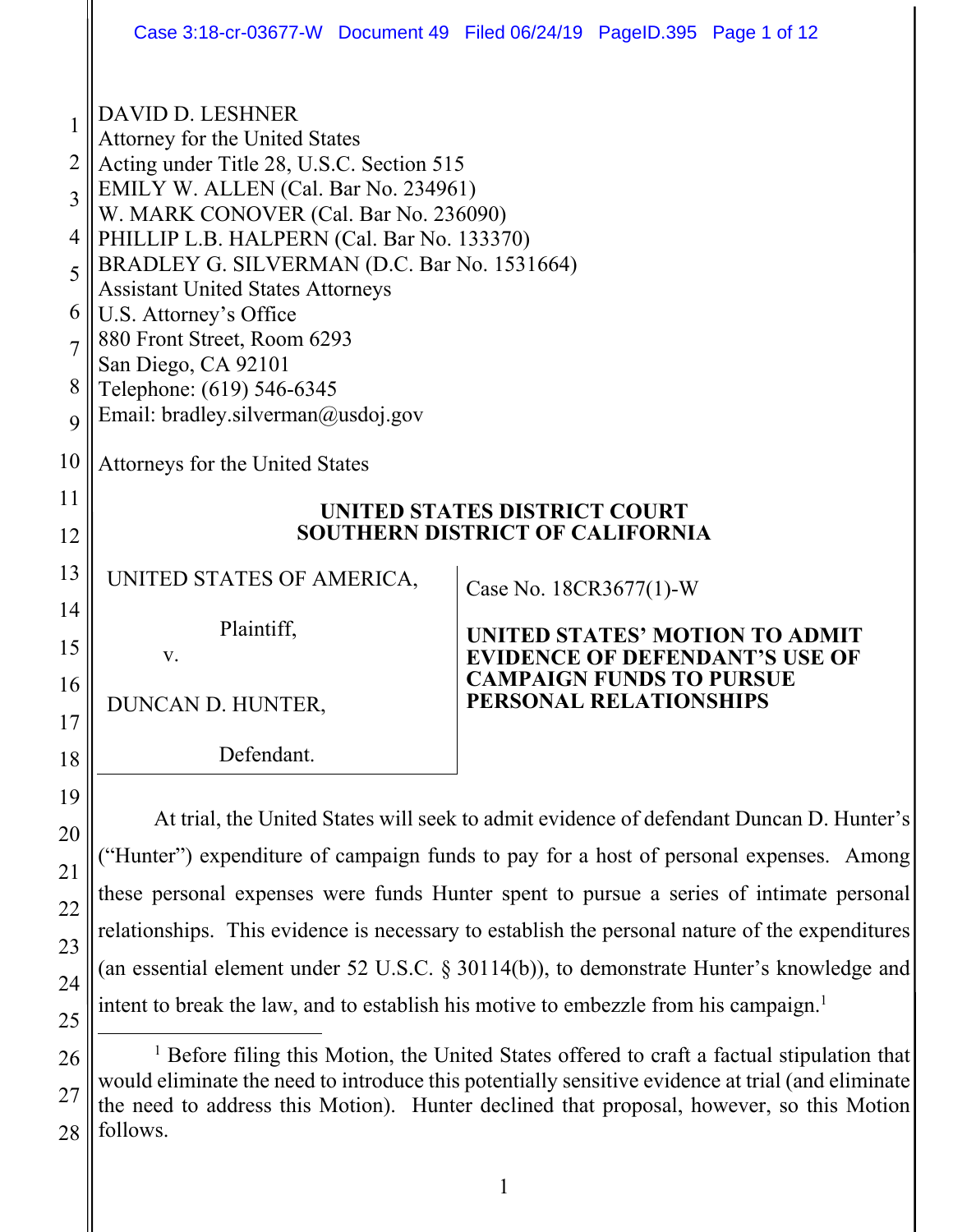DAVID D. LESHNER
Attorney for the United States
Acting under Title 28, U.S.C. Section 515
EMILY W. ALLEN (Cal. Bar No. 234961)
W. MARK CONOVER (Cal. Bar No. 236090)
PHILLIP L.B. HALPERN (Cal. Bar No. 133370)
BRADLEY G. SILVERMAN (D.C. Bar No. 1531664)
Assistant United States Attorneys
U.S. Attorney's Office
880 Front Street, Room 6293
San Diego, CA 92101
Telephone: (619) 546-6345
Email: bradley.silverman@usdoj.gov

Attorneys for the United States

**UNITED STATES DISTRICT COURT**
**SOUTHERN DISTRICT OF CALIFORNIA**

| | |
|---|---|
| UNITED STATES OF AMERICA,<br><br>Plaintiff,<br><br>v.<br><br>DUNCAN D. HUNTER,<br><br>Defendant. | Case No. 18CR3677(1)-W<br><br>**UNITED STATES' MOTION TO ADMIT EVIDENCE OF DEFENDANT'S USE OF CAMPAIGN FUNDS TO PURSUE PERSONAL RELATIONSHIPS** |

At trial, the United States will seek to admit evidence of defendant Duncan D. Hunter's ("Hunter") expenditure of campaign funds to pay for a host of personal expenses. Among these personal expenses were funds Hunter spent to pursue a series of intimate personal relationships. This evidence is necessary to establish the personal nature of the expenditures (an essential element under 52 U.S.C. § 30114(b)), to demonstrate Hunter's knowledge and intent to break the law, and to establish his motive to embezzle from his campaign.[1]

[1] Before filing this Motion, the United States offered to craft a factual stipulation that would eliminate the need to introduce this potentially sensitive evidence at trial (and eliminate the need to address this Motion). Hunter declined that proposal, however, so this Motion follows.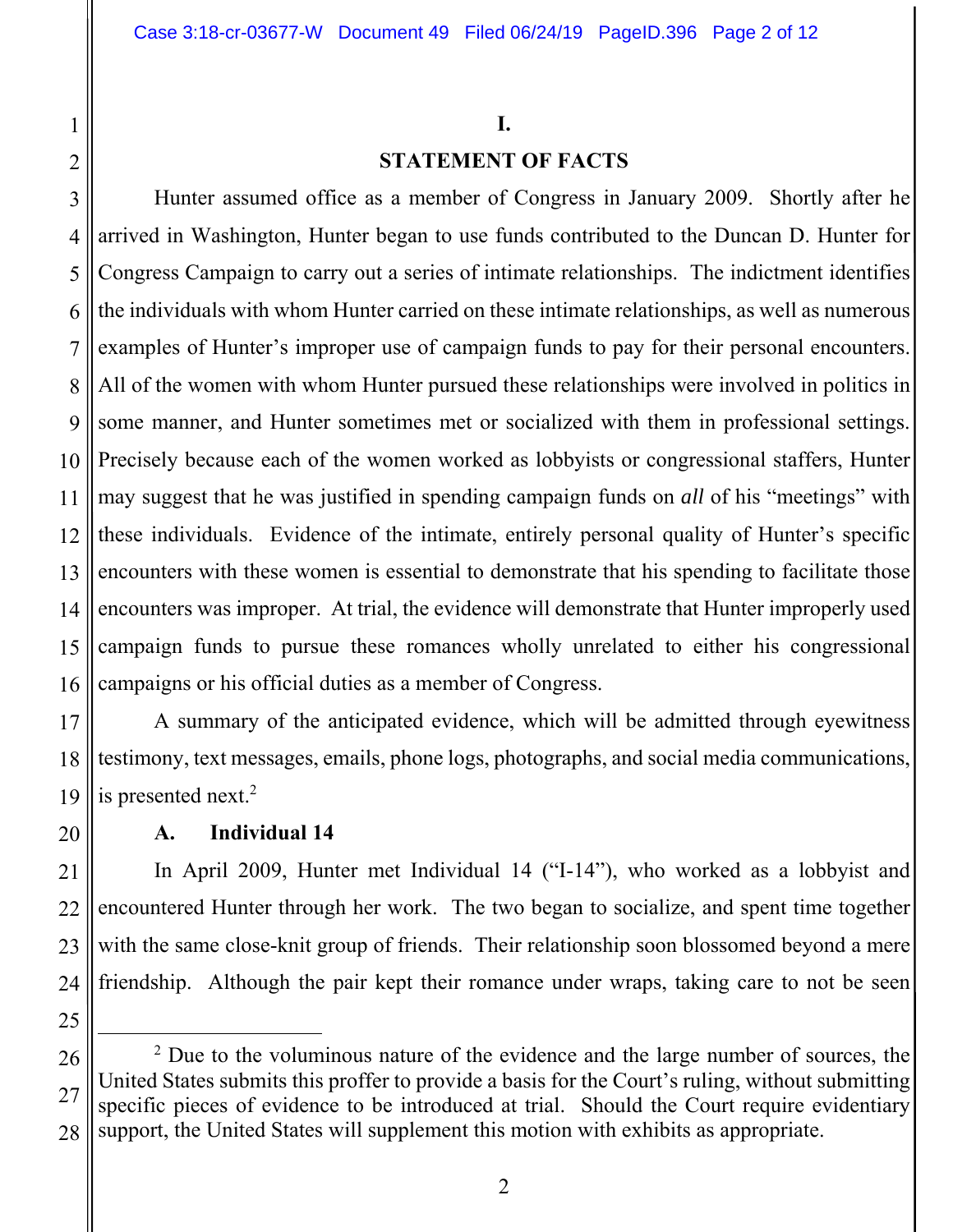# I.

## STATEMENT OF FACTS

Hunter assumed office as a member of Congress in January 2009. Shortly after he arrived in Washington, Hunter began to use funds contributed to the Duncan D. Hunter for Congress Campaign to carry out a series of intimate relationships. The indictment identifies the individuals with whom Hunter carried on these intimate relationships, as well as numerous examples of Hunter's improper use of campaign funds to pay for their personal encounters. All of the women with whom Hunter pursued these relationships were involved in politics in some manner, and Hunter sometimes met or socialized with them in professional settings. Precisely because each of the women worked as lobbyists or congressional staffers, Hunter may suggest that he was justified in spending campaign funds on *all* of his "meetings" with these individuals. Evidence of the intimate, entirely personal quality of Hunter's specific encounters with these women is essential to demonstrate that his spending to facilitate those encounters was improper. At trial, the evidence will demonstrate that Hunter improperly used campaign funds to pursue these romances wholly unrelated to either his congressional campaigns or his official duties as a member of Congress.

A summary of the anticipated evidence, which will be admitted through eyewitness testimony, text messages, emails, phone logs, photographs, and social media communications, is presented next.[2]

### A. Individual 14

In April 2009, Hunter met Individual 14 ("I-14"), who worked as a lobbyist and encountered Hunter through her work. The two began to socialize, and spent time together with the same close-knit group of friends. Their relationship soon blossomed beyond a mere friendship. Although the pair kept their romance under wraps, taking care to not be seen

---

[2] Due to the voluminous nature of the evidence and the large number of sources, the United States submits this proffer to provide a basis for the Court's ruling, without submitting specific pieces of evidence to be introduced at trial. Should the Court require evidentiary support, the United States will supplement this motion with exhibits as appropriate.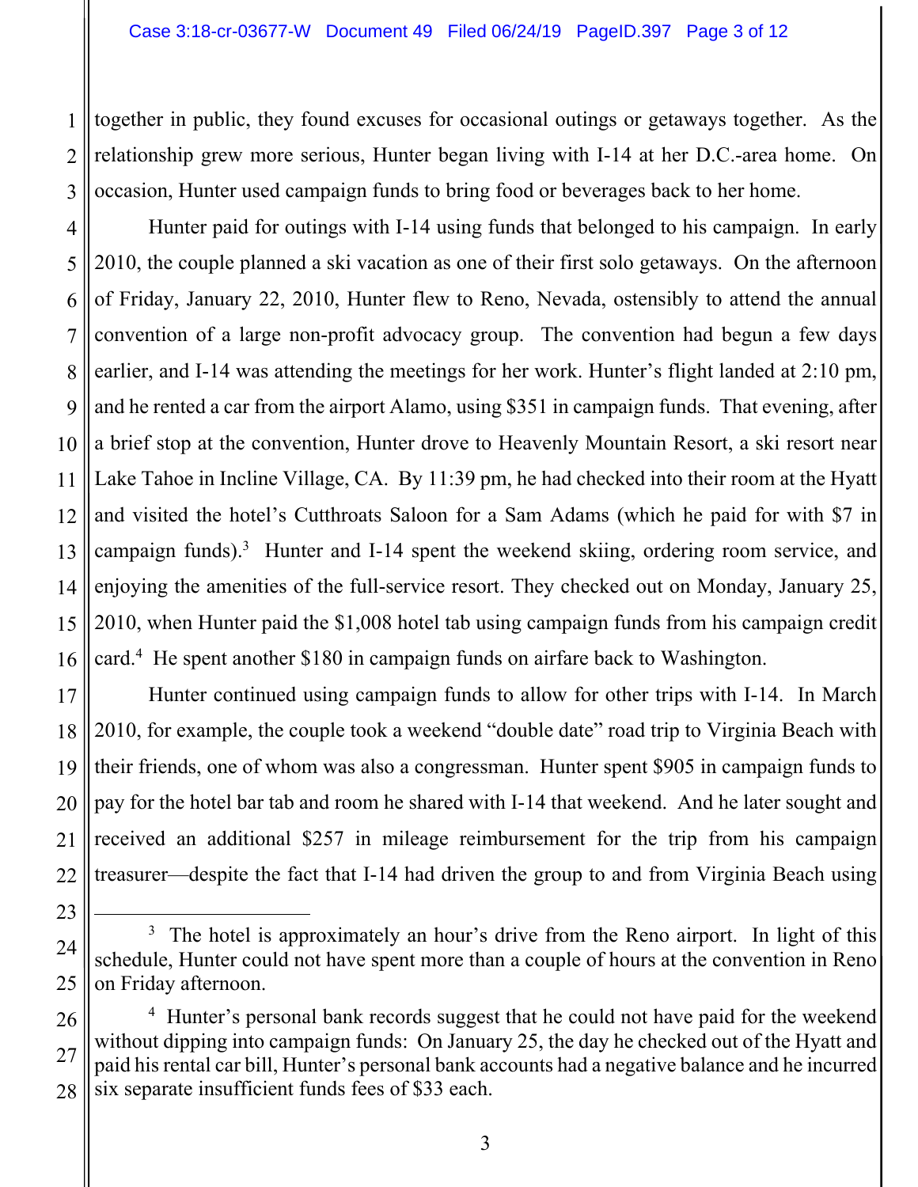together in public, they found excuses for occasional outings or getaways together. As the relationship grew more serious, Hunter began living with I-14 at her D.C.-area home. On occasion, Hunter used campaign funds to bring food or beverages back to her home.

Hunter paid for outings with I-14 using funds that belonged to his campaign. In early 2010, the couple planned a ski vacation as one of their first solo getaways. On the afternoon of Friday, January 22, 2010, Hunter flew to Reno, Nevada, ostensibly to attend the annual convention of a large non-profit advocacy group. The convention had begun a few days earlier, and I-14 was attending the meetings for her work. Hunter's flight landed at 2:10 pm, and he rented a car from the airport Alamo, using $351 in campaign funds. That evening, after a brief stop at the convention, Hunter drove to Heavenly Mountain Resort, a ski resort near Lake Tahoe in Incline Village, CA. By 11:39 pm, he had checked into their room at the Hyatt and visited the hotel's Cutthroats Saloon for a Sam Adams (which he paid for with $7 in campaign funds).[3] Hunter and I-14 spent the weekend skiing, ordering room service, and enjoying the amenities of the full-service resort. They checked out on Monday, January 25, 2010, when Hunter paid the $1,008 hotel tab using campaign funds from his campaign credit card.[4] He spent another $180 in campaign funds on airfare back to Washington.

Hunter continued using campaign funds to allow for other trips with I-14. In March 2010, for example, the couple took a weekend "double date" road trip to Virginia Beach with their friends, one of whom was also a congressman. Hunter spent $905 in campaign funds to pay for the hotel bar tab and room he shared with I-14 that weekend. And he later sought and received an additional $257 in mileage reimbursement for the trip from his campaign treasurer—despite the fact that I-14 had driven the group to and from Virginia Beach using

---

[3] The hotel is approximately an hour's drive from the Reno airport. In light of this schedule, Hunter could not have spent more than a couple of hours at the convention in Reno on Friday afternoon.

[4] Hunter's personal bank records suggest that he could not have paid for the weekend without dipping into campaign funds: On January 25, the day he checked out of the Hyatt and paid his rental car bill, Hunter's personal bank accounts had a negative balance and he incurred six separate insufficient funds fees of $33 each.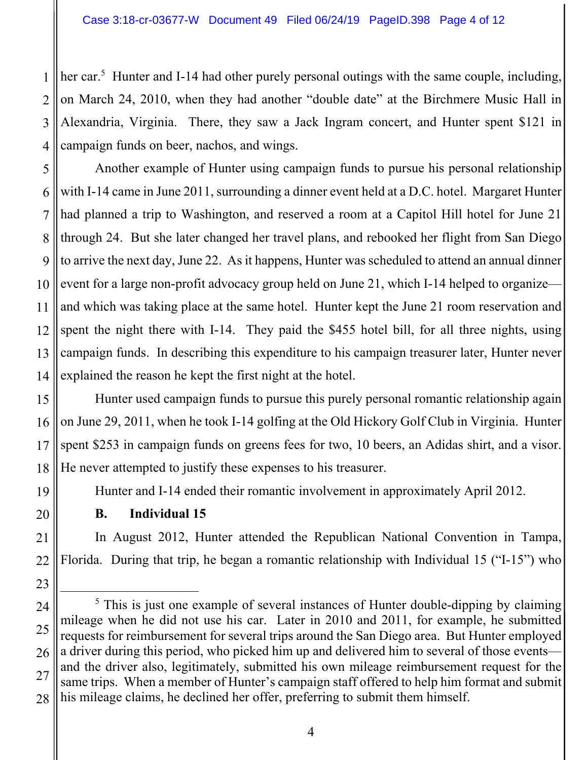her car.[5] Hunter and I-14 had other purely personal outings with the same couple, including, on March 24, 2010, when they had another "double date" at the Birchmere Music Hall in Alexandria, Virginia. There, they saw a Jack Ingram concert, and Hunter spent $121 in campaign funds on beer, nachos, and wings.

Another example of Hunter using campaign funds to pursue his personal relationship with I-14 came in June 2011, surrounding a dinner event held at a D.C. hotel. Margaret Hunter had planned a trip to Washington, and reserved a room at a Capitol Hill hotel for June 21 through 24. But she later changed her travel plans, and rebooked her flight from San Diego to arrive the next day, June 22. As it happens, Hunter was scheduled to attend an annual dinner event for a large non-profit advocacy group held on June 21, which I-14 helped to organize—and which was taking place at the same hotel. Hunter kept the June 21 room reservation and spent the night there with I-14. They paid the $455 hotel bill, for all three nights, using campaign funds. In describing this expenditure to his campaign treasurer later, Hunter never explained the reason he kept the first night at the hotel.

Hunter used campaign funds to pursue this purely personal romantic relationship again on June 29, 2011, when he took I-14 golfing at the Old Hickory Golf Club in Virginia. Hunter spent $253 in campaign funds on greens fees for two, 10 beers, an Adidas shirt, and a visor. He never attempted to justify these expenses to his treasurer.

Hunter and I-14 ended their romantic involvement in approximately April 2012.

**B. Individual 15**

In August 2012, Hunter attended the Republican National Convention in Tampa, Florida. During that trip, he began a romantic relationship with Individual 15 ("I-15") who

---

[5] This is just one example of several instances of Hunter double-dipping by claiming mileage when he did not use his car. Later in 2010 and 2011, for example, he submitted requests for reimbursement for several trips around the San Diego area. But Hunter employed a driver during this period, who picked him up and delivered him to several of those events—and the driver also, legitimately, submitted his own mileage reimbursement request for the same trips. When a member of Hunter's campaign staff offered to help him format and submit his mileage claims, he declined her offer, preferring to submit them himself.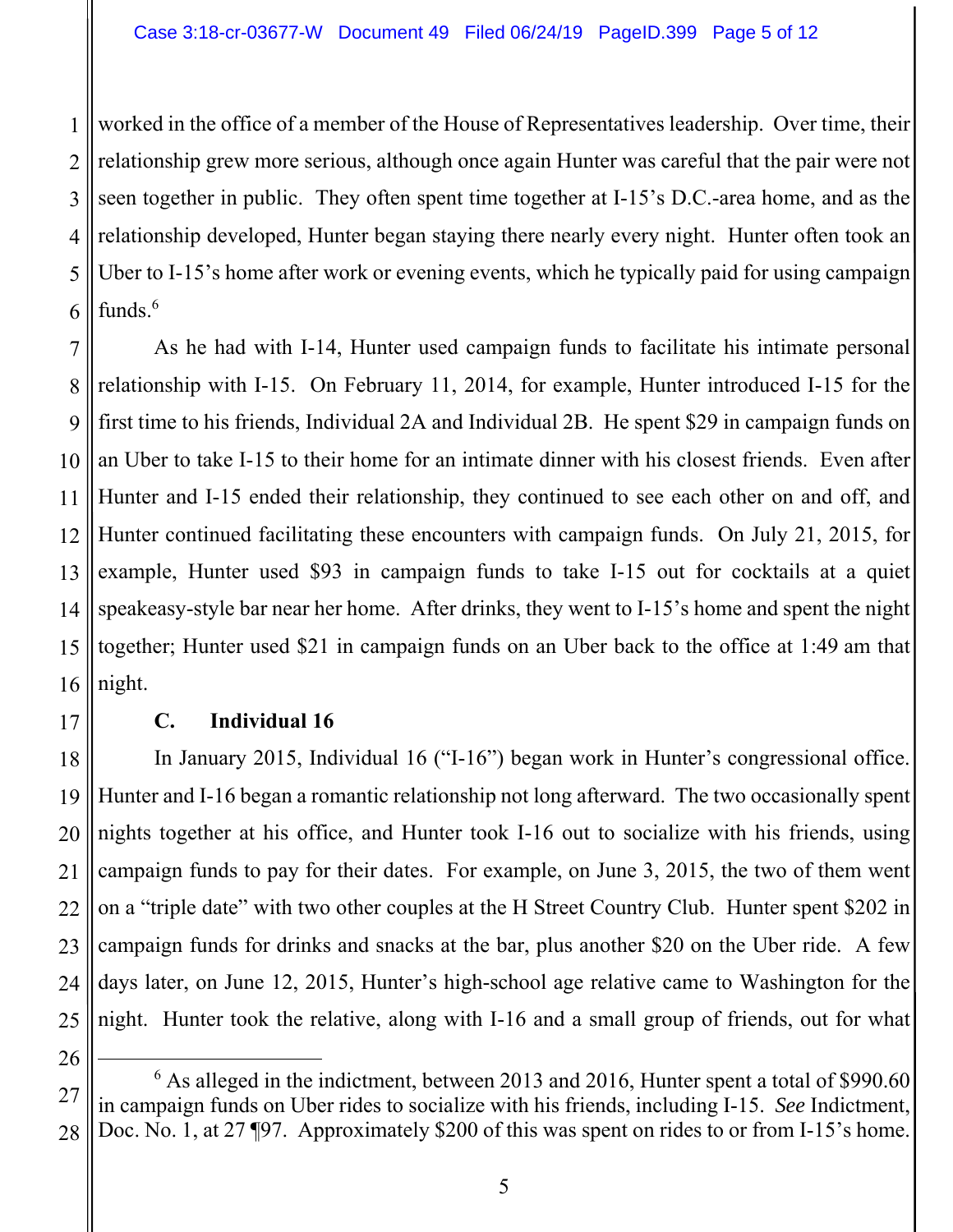worked in the office of a member of the House of Representatives leadership. Over time, their relationship grew more serious, although once again Hunter was careful that the pair were not seen together in public. They often spent time together at I-15's D.C.-area home, and as the relationship developed, Hunter began staying there nearly every night. Hunter often took an Uber to I-15's home after work or evening events, which he typically paid for using campaign funds.[6]

As he had with I-14, Hunter used campaign funds to facilitate his intimate personal relationship with I-15. On February 11, 2014, for example, Hunter introduced I-15 for the first time to his friends, Individual 2A and Individual 2B. He spent $29 in campaign funds on an Uber to take I-15 to their home for an intimate dinner with his closest friends. Even after Hunter and I-15 ended their relationship, they continued to see each other on and off, and Hunter continued facilitating these encounters with campaign funds. On July 21, 2015, for example, Hunter used $93 in campaign funds to take I-15 out for cocktails at a quiet speakeasy-style bar near her home. After drinks, they went to I-15's home and spent the night together; Hunter used $21 in campaign funds on an Uber back to the office at 1:49 am that night.

### C. Individual 16

In January 2015, Individual 16 ("I-16") began work in Hunter's congressional office. Hunter and I-16 began a romantic relationship not long afterward. The two occasionally spent nights together at his office, and Hunter took I-16 out to socialize with his friends, using campaign funds to pay for their dates. For example, on June 3, 2015, the two of them went on a "triple date" with two other couples at the H Street Country Club. Hunter spent $202 in campaign funds for drinks and snacks at the bar, plus another $20 on the Uber ride. A few days later, on June 12, 2015, Hunter's high-school age relative came to Washington for the night. Hunter took the relative, along with I-16 and a small group of friends, out for what

---

[6] As alleged in the indictment, between 2013 and 2016, Hunter spent a total of $990.60 in campaign funds on Uber rides to socialize with his friends, including I-15. *See* Indictment, Doc. No. 1, at 27 ¶97. Approximately $200 of this was spent on rides to or from I-15's home.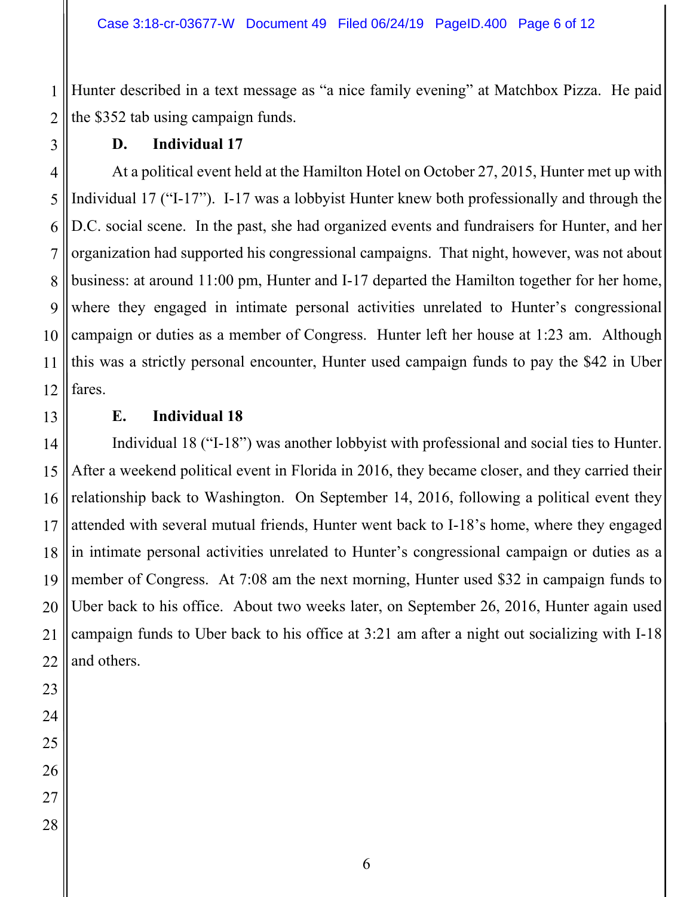Hunter described in a text message as "a nice family evening" at Matchbox Pizza. He paid the $352 tab using campaign funds.

### D. Individual 17

At a political event held at the Hamilton Hotel on October 27, 2015, Hunter met up with Individual 17 ("I-17"). I-17 was a lobbyist Hunter knew both professionally and through the D.C. social scene. In the past, she had organized events and fundraisers for Hunter, and her organization had supported his congressional campaigns. That night, however, was not about business: at around 11:00 pm, Hunter and I-17 departed the Hamilton together for her home, where they engaged in intimate personal activities unrelated to Hunter's congressional campaign or duties as a member of Congress. Hunter left her house at 1:23 am. Although this was a strictly personal encounter, Hunter used campaign funds to pay the $42 in Uber fares.

### E. Individual 18

Individual 18 ("I-18") was another lobbyist with professional and social ties to Hunter. After a weekend political event in Florida in 2016, they became closer, and they carried their relationship back to Washington. On September 14, 2016, following a political event they attended with several mutual friends, Hunter went back to I-18's home, where they engaged in intimate personal activities unrelated to Hunter's congressional campaign or duties as a member of Congress. At 7:08 am the next morning, Hunter used $32 in campaign funds to Uber back to his office. About two weeks later, on September 26, 2016, Hunter again used campaign funds to Uber back to his office at 3:21 am after a night out socializing with I-18 and others.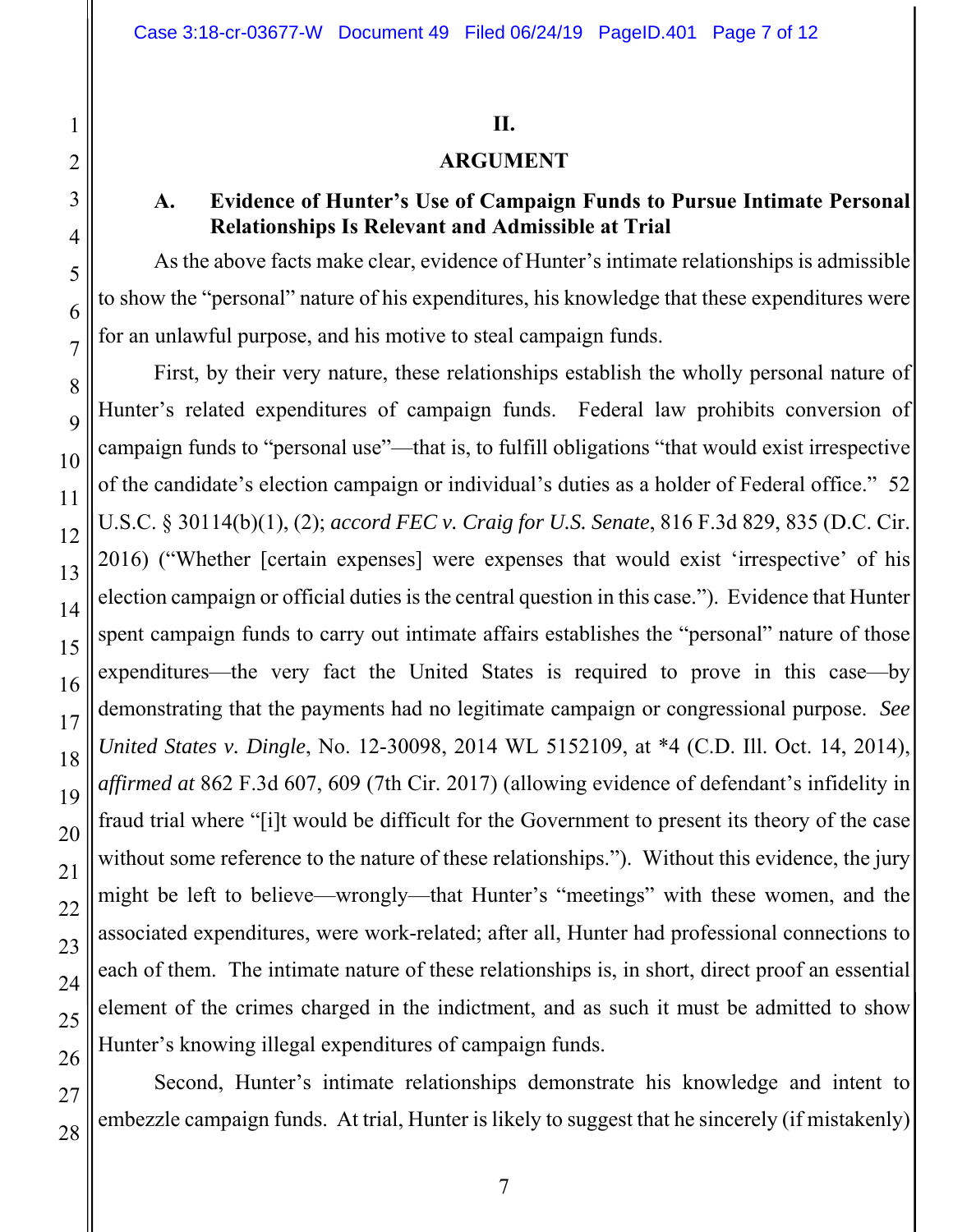## II.

## ARGUMENT

### A. Evidence of Hunter's Use of Campaign Funds to Pursue Intimate Personal Relationships Is Relevant and Admissible at Trial

As the above facts make clear, evidence of Hunter's intimate relationships is admissible to show the "personal" nature of his expenditures, his knowledge that these expenditures were for an unlawful purpose, and his motive to steal campaign funds.

First, by their very nature, these relationships establish the wholly personal nature of Hunter's related expenditures of campaign funds. Federal law prohibits conversion of campaign funds to "personal use"—that is, to fulfill obligations "that would exist irrespective of the candidate's election campaign or individual's duties as a holder of Federal office." 52 U.S.C. § 30114(b)(1), (2); *accord FEC v. Craig for U.S. Senate*, 816 F.3d 829, 835 (D.C. Cir. 2016) ("Whether [certain expenses] were expenses that would exist 'irrespective' of his election campaign or official duties is the central question in this case."). Evidence that Hunter spent campaign funds to carry out intimate affairs establishes the "personal" nature of those expenditures—the very fact the United States is required to prove in this case—by demonstrating that the payments had no legitimate campaign or congressional purpose. *See United States v. Dingle*, No. 12-30098, 2014 WL 5152109, at *4 (C.D. Ill. Oct. 14, 2014), *affirmed at* 862 F.3d 607, 609 (7th Cir. 2017) (allowing evidence of defendant's infidelity in fraud trial where "[i]t would be difficult for the Government to present its theory of the case without some reference to the nature of these relationships."). Without this evidence, the jury might be left to believe—wrongly—that Hunter's "meetings" with these women, and the associated expenditures, were work-related; after all, Hunter had professional connections to each of them. The intimate nature of these relationships is, in short, direct proof an essential element of the crimes charged in the indictment, and as such it must be admitted to show Hunter's knowing illegal expenditures of campaign funds.

Second, Hunter's intimate relationships demonstrate his knowledge and intent to embezzle campaign funds. At trial, Hunter is likely to suggest that he sincerely (if mistakenly)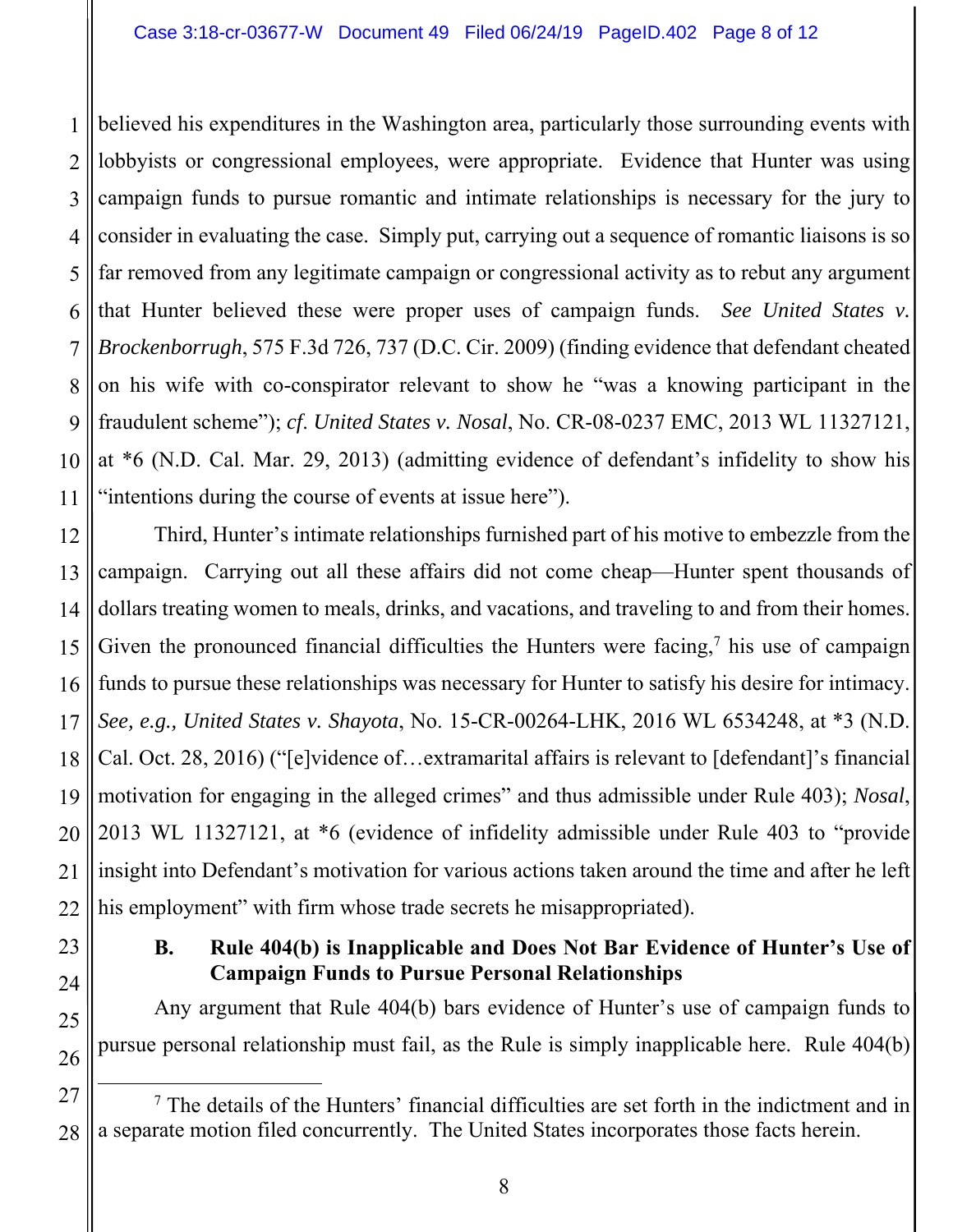believed his expenditures in the Washington area, particularly those surrounding events with lobbyists or congressional employees, were appropriate. Evidence that Hunter was using campaign funds to pursue romantic and intimate relationships is necessary for the jury to consider in evaluating the case. Simply put, carrying out a sequence of romantic liaisons is so far removed from any legitimate campaign or congressional activity as to rebut any argument that Hunter believed these were proper uses of campaign funds. *See United States v. Brockenborrugh*, 575 F.3d 726, 737 (D.C. Cir. 2009) (finding evidence that defendant cheated on his wife with co-conspirator relevant to show he "was a knowing participant in the fraudulent scheme"); *cf. United States v. Nosal*, No. CR-08-0237 EMC, 2013 WL 11327121, at *6 (N.D. Cal. Mar. 29, 2013) (admitting evidence of defendant's infidelity to show his "intentions during the course of events at issue here").

Third, Hunter's intimate relationships furnished part of his motive to embezzle from the campaign. Carrying out all these affairs did not come cheap—Hunter spent thousands of dollars treating women to meals, drinks, and vacations, and traveling to and from their homes. Given the pronounced financial difficulties the Hunters were facing,[7] his use of campaign funds to pursue these relationships was necessary for Hunter to satisfy his desire for intimacy. *See, e.g., United States v. Shayota*, No. 15-CR-00264-LHK, 2016 WL 6534248, at *3 (N.D. Cal. Oct. 28, 2016) ("[e]vidence of…extramarital affairs is relevant to [defendant]'s financial motivation for engaging in the alleged crimes" and thus admissible under Rule 403); *Nosal*, 2013 WL 11327121, at *6 (evidence of infidelity admissible under Rule 403 to "provide insight into Defendant's motivation for various actions taken around the time and after he left his employment" with firm whose trade secrets he misappropriated).

### B. Rule 404(b) is Inapplicable and Does Not Bar Evidence of Hunter's Use of Campaign Funds to Pursue Personal Relationships

Any argument that Rule 404(b) bars evidence of Hunter's use of campaign funds to pursue personal relationship must fail, as the Rule is simply inapplicable here. Rule 404(b)

---

[7] The details of the Hunters' financial difficulties are set forth in the indictment and in a separate motion filed concurrently. The United States incorporates those facts herein.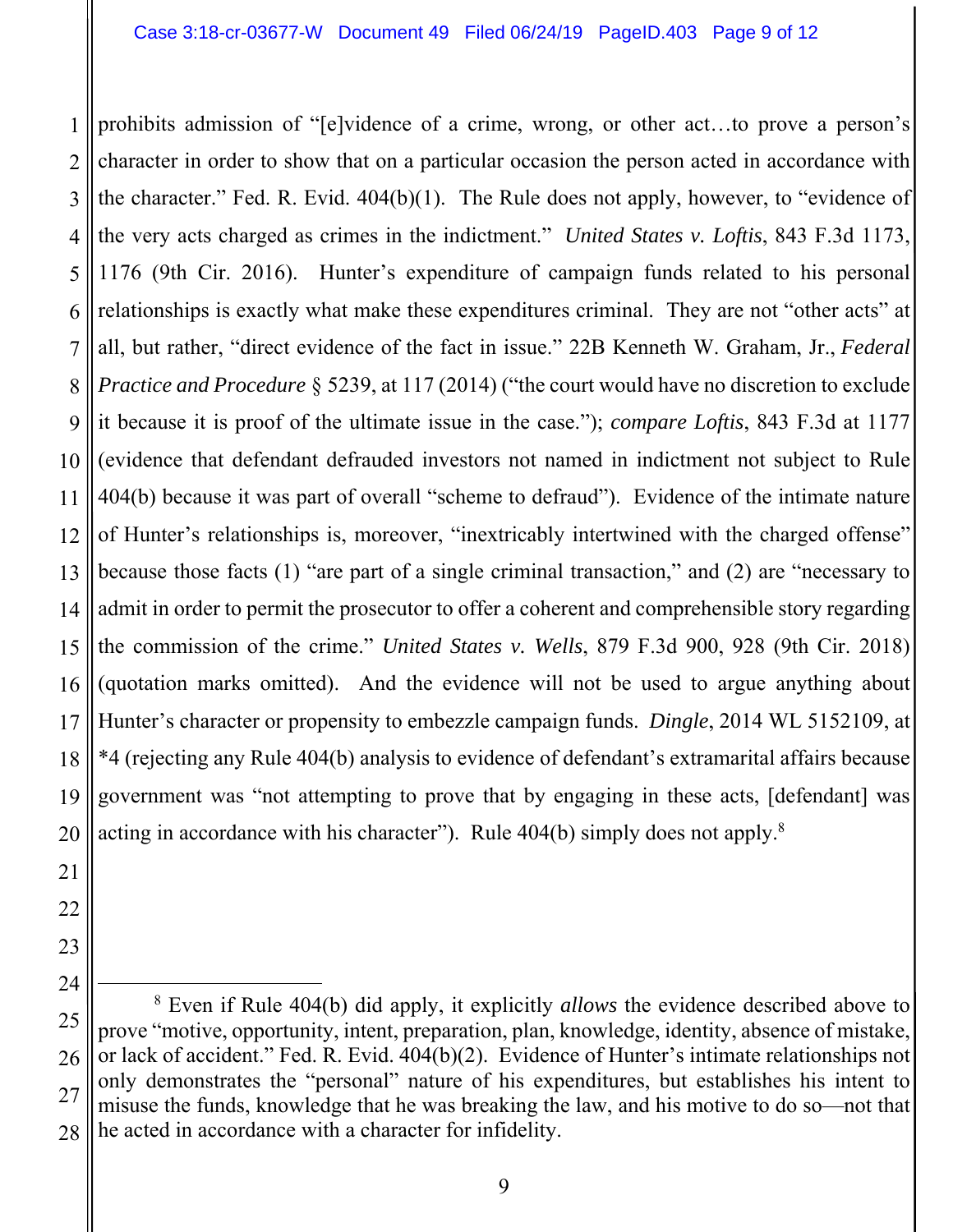prohibits admission of "[e]vidence of a crime, wrong, or other act…to prove a person's character in order to show that on a particular occasion the person acted in accordance with the character." Fed. R. Evid. 404(b)(1). The Rule does not apply, however, to "evidence of the very acts charged as crimes in the indictment." *United States v. Loftis*, 843 F.3d 1173, 1176 (9th Cir. 2016). Hunter's expenditure of campaign funds related to his personal relationships is exactly what make these expenditures criminal. They are not "other acts" at all, but rather, "direct evidence of the fact in issue." 22B Kenneth W. Graham, Jr., *Federal Practice and Procedure* § 5239, at 117 (2014) ("the court would have no discretion to exclude it because it is proof of the ultimate issue in the case."); *compare Loftis*, 843 F.3d at 1177 (evidence that defendant defrauded investors not named in indictment not subject to Rule 404(b) because it was part of overall "scheme to defraud"). Evidence of the intimate nature of Hunter's relationships is, moreover, "inextricably intertwined with the charged offense" because those facts (1) "are part of a single criminal transaction," and (2) are "necessary to admit in order to permit the prosecutor to offer a coherent and comprehensible story regarding the commission of the crime." *United States v. Wells*, 879 F.3d 900, 928 (9th Cir. 2018) (quotation marks omitted). And the evidence will not be used to argue anything about Hunter's character or propensity to embezzle campaign funds. *Dingle*, 2014 WL 5152109, at *4 (rejecting any Rule 404(b) analysis to evidence of defendant's extramarital affairs because government was "not attempting to prove that by engaging in these acts, [defendant] was acting in accordance with his character"). Rule 404(b) simply does not apply.[8]

---

[8] Even if Rule 404(b) did apply, it explicitly *allows* the evidence described above to prove "motive, opportunity, intent, preparation, plan, knowledge, identity, absence of mistake, or lack of accident." Fed. R. Evid. 404(b)(2). Evidence of Hunter's intimate relationships not only demonstrates the "personal" nature of his expenditures, but establishes his intent to misuse the funds, knowledge that he was breaking the law, and his motive to do so—not that he acted in accordance with a character for infidelity.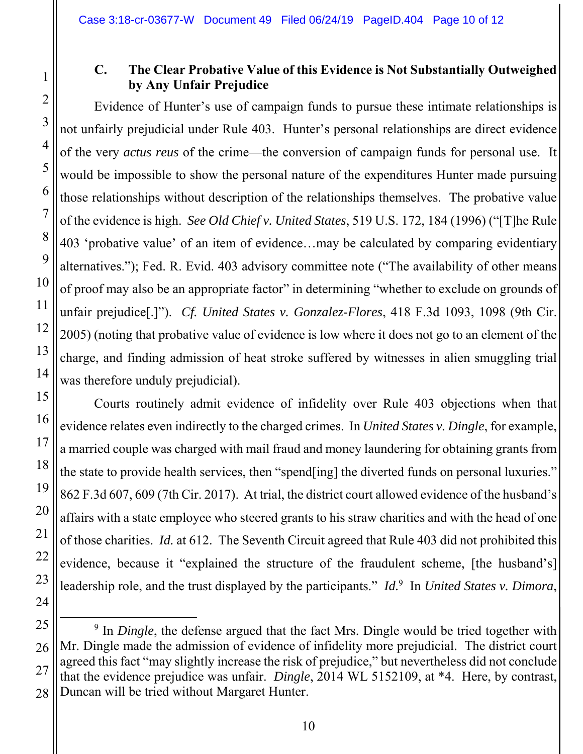### C. The Clear Probative Value of this Evidence is Not Substantially Outweighed by Any Unfair Prejudice

Evidence of Hunter's use of campaign funds to pursue these intimate relationships is not unfairly prejudicial under Rule 403. Hunter's personal relationships are direct evidence of the very *actus reus* of the crime—the conversion of campaign funds for personal use. It would be impossible to show the personal nature of the expenditures Hunter made pursuing those relationships without description of the relationships themselves. The probative value of the evidence is high. *See Old Chief v. United States*, 519 U.S. 172, 184 (1996) ("[T]he Rule 403 'probative value' of an item of evidence…may be calculated by comparing evidentiary alternatives."); Fed. R. Evid. 403 advisory committee note ("The availability of other means of proof may also be an appropriate factor" in determining "whether to exclude on grounds of unfair prejudice[.]"). *Cf. United States v. Gonzalez-Flores*, 418 F.3d 1093, 1098 (9th Cir. 2005) (noting that probative value of evidence is low where it does not go to an element of the charge, and finding admission of heat stroke suffered by witnesses in alien smuggling trial was therefore unduly prejudicial).

Courts routinely admit evidence of infidelity over Rule 403 objections when that evidence relates even indirectly to the charged crimes. In *United States v. Dingle*, for example, a married couple was charged with mail fraud and money laundering for obtaining grants from the state to provide health services, then "spend[ing] the diverted funds on personal luxuries." 862 F.3d 607, 609 (7th Cir. 2017). At trial, the district court allowed evidence of the husband's affairs with a state employee who steered grants to his straw charities and with the head of one of those charities. *Id.* at 612. The Seventh Circuit agreed that Rule 403 did not prohibited this evidence, because it "explained the structure of the fraudulent scheme, [the husband's] leadership role, and the trust displayed by the participants." *Id.*[9] In *United States v. Dimora*,

---

[9] In *Dingle*, the defense argued that the fact Mrs. Dingle would be tried together with Mr. Dingle made the admission of evidence of infidelity more prejudicial. The district court agreed this fact "may slightly increase the risk of prejudice," but nevertheless did not conclude that the evidence prejudice was unfair. *Dingle*, 2014 WL 5152109, at \*4. Here, by contrast, Duncan will be tried without Margaret Hunter.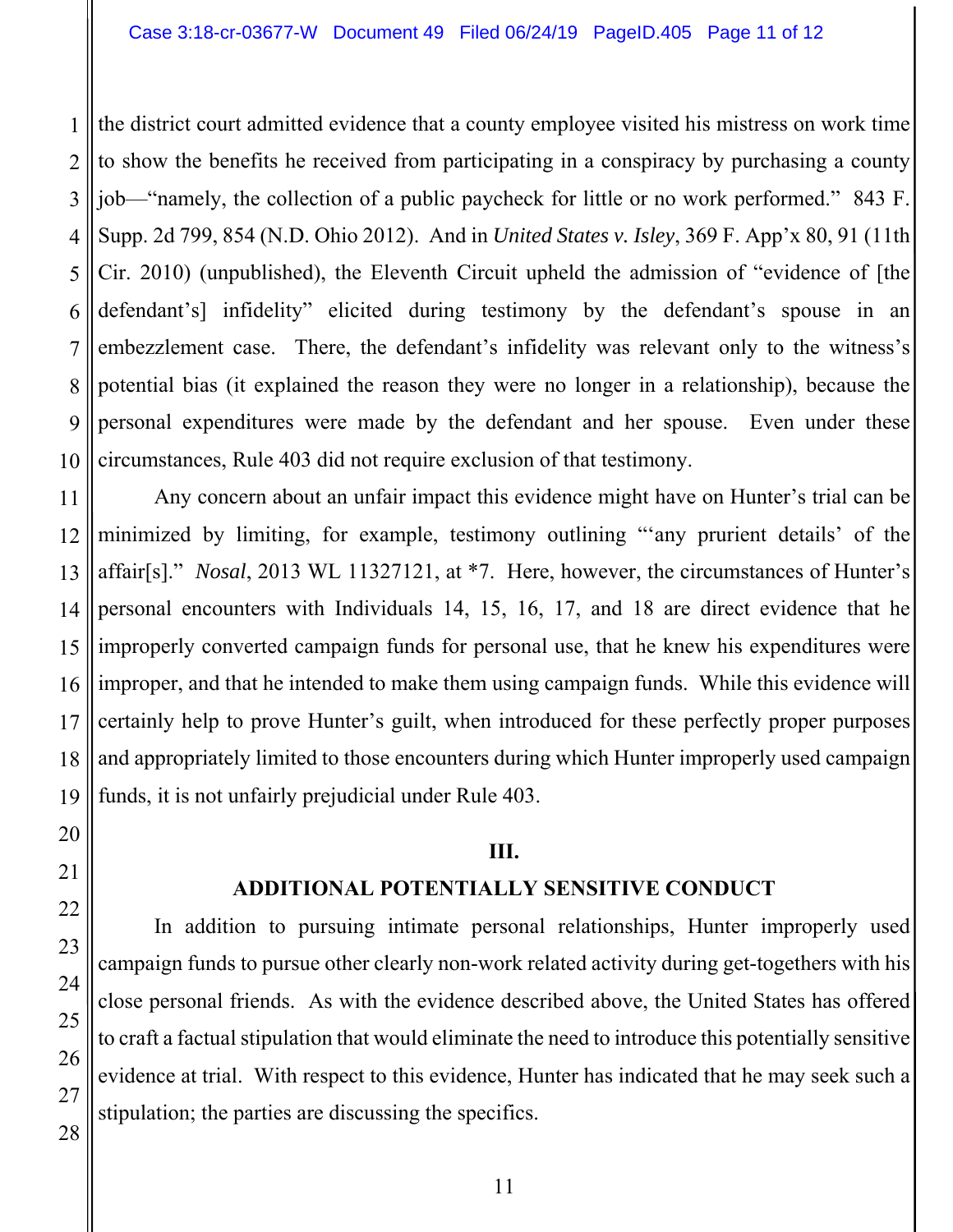the district court admitted evidence that a county employee visited his mistress on work time to show the benefits he received from participating in a conspiracy by purchasing a county job—"namely, the collection of a public paycheck for little or no work performed." 843 F. Supp. 2d 799, 854 (N.D. Ohio 2012). And in *United States v. Isley*, 369 F. App'x 80, 91 (11th Cir. 2010) (unpublished), the Eleventh Circuit upheld the admission of "evidence of [the defendant's] infidelity" elicited during testimony by the defendant's spouse in an embezzlement case. There, the defendant's infidelity was relevant only to the witness's potential bias (it explained the reason they were no longer in a relationship), because the personal expenditures were made by the defendant and her spouse. Even under these circumstances, Rule 403 did not require exclusion of that testimony.

Any concern about an unfair impact this evidence might have on Hunter's trial can be minimized by limiting, for example, testimony outlining "'any prurient details' of the affair[s]." *Nosal*, 2013 WL 11327121, at *7. Here, however, the circumstances of Hunter's personal encounters with Individuals 14, 15, 16, 17, and 18 are direct evidence that he improperly converted campaign funds for personal use, that he knew his expenditures were improper, and that he intended to make them using campaign funds. While this evidence will certainly help to prove Hunter's guilt, when introduced for these perfectly proper purposes and appropriately limited to those encounters during which Hunter improperly used campaign funds, it is not unfairly prejudicial under Rule 403.

## III.

## ADDITIONAL POTENTIALLY SENSITIVE CONDUCT

In addition to pursuing intimate personal relationships, Hunter improperly used campaign funds to pursue other clearly non-work related activity during get-togethers with his close personal friends. As with the evidence described above, the United States has offered to craft a factual stipulation that would eliminate the need to introduce this potentially sensitive evidence at trial. With respect to this evidence, Hunter has indicated that he may seek such a stipulation; the parties are discussing the specifics.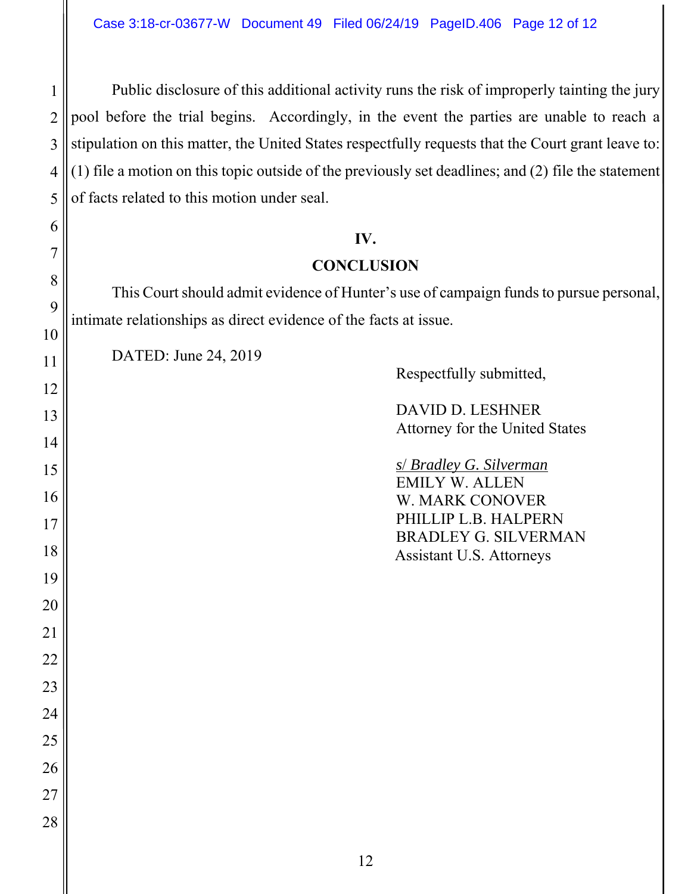Public disclosure of this additional activity runs the risk of improperly tainting the jury pool before the trial begins. Accordingly, in the event the parties are unable to reach a stipulation on this matter, the United States respectfully requests that the Court grant leave to: (1) file a motion on this topic outside of the previously set deadlines; and (2) file the statement of facts related to this motion under seal.

## IV.

## CONCLUSION

This Court should admit evidence of Hunter's use of campaign funds to pursue personal, intimate relationships as direct evidence of the facts at issue.

DATED: June 24, 2019

Respectfully submitted,

DAVID D. LESHNER
Attorney for the United States

s/ Bradley G. Silverman
EMILY W. ALLEN
W. MARK CONOVER
PHILLIP L.B. HALPERN
BRADLEY G. SILVERMAN
Assistant U.S. Attorneys